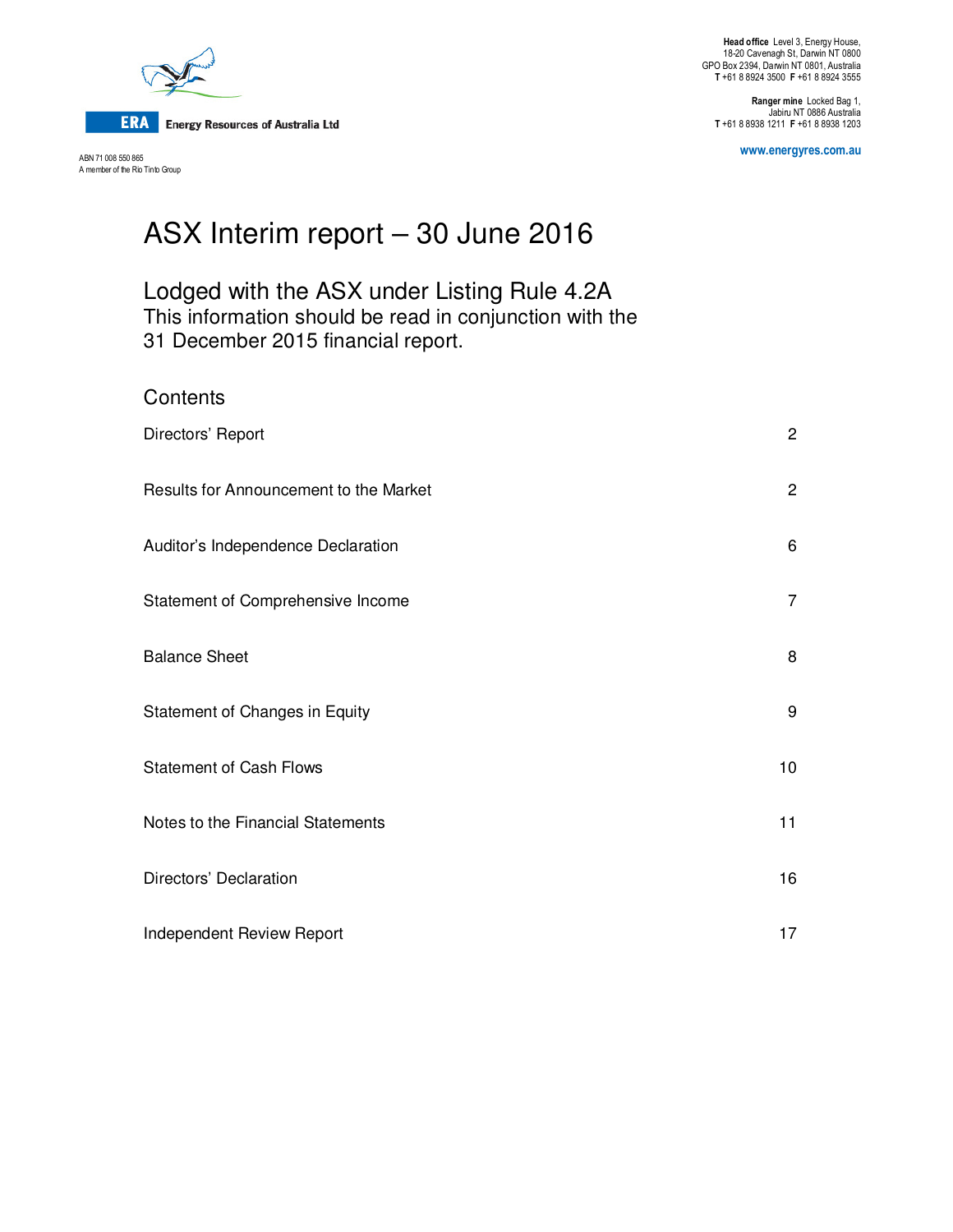**ERA** Energy Resources of Australia Ltd

ABN 71 008 550 865
A member of the Rio Tinto Group

**Head office** Level 3, Energy House,
18-20 Cavenagh St, Darwin NT 0800
GPO Box 2394, Darwin NT 0801, Australia
**T** +61 8 8924 3500 **F** +61 8 8924 3555

**Ranger mine** Locked Bag 1,
Jabiru NT 0886 Australia
**T** +61 8 8938 1211 **F** +61 8 8938 1203

www.energyres.com.au

# ASX Interim report – 30 June 2016

## Lodged with the ASX under Listing Rule 4.2A

This information should be read in conjunction with the 31 December 2015 financial report.

## Contents

| | |
|---|---|
| Directors' Report | 2 |
| Results for Announcement to the Market | 2 |
| Auditor's Independence Declaration | 6 |
| Statement of Comprehensive Income | 7 |
| Balance Sheet | 8 |
| Statement of Changes in Equity | 9 |
| Statement of Cash Flows | 10 |
| Notes to the Financial Statements | 11 |
| Directors' Declaration | 16 |
| Independent Review Report | 17 |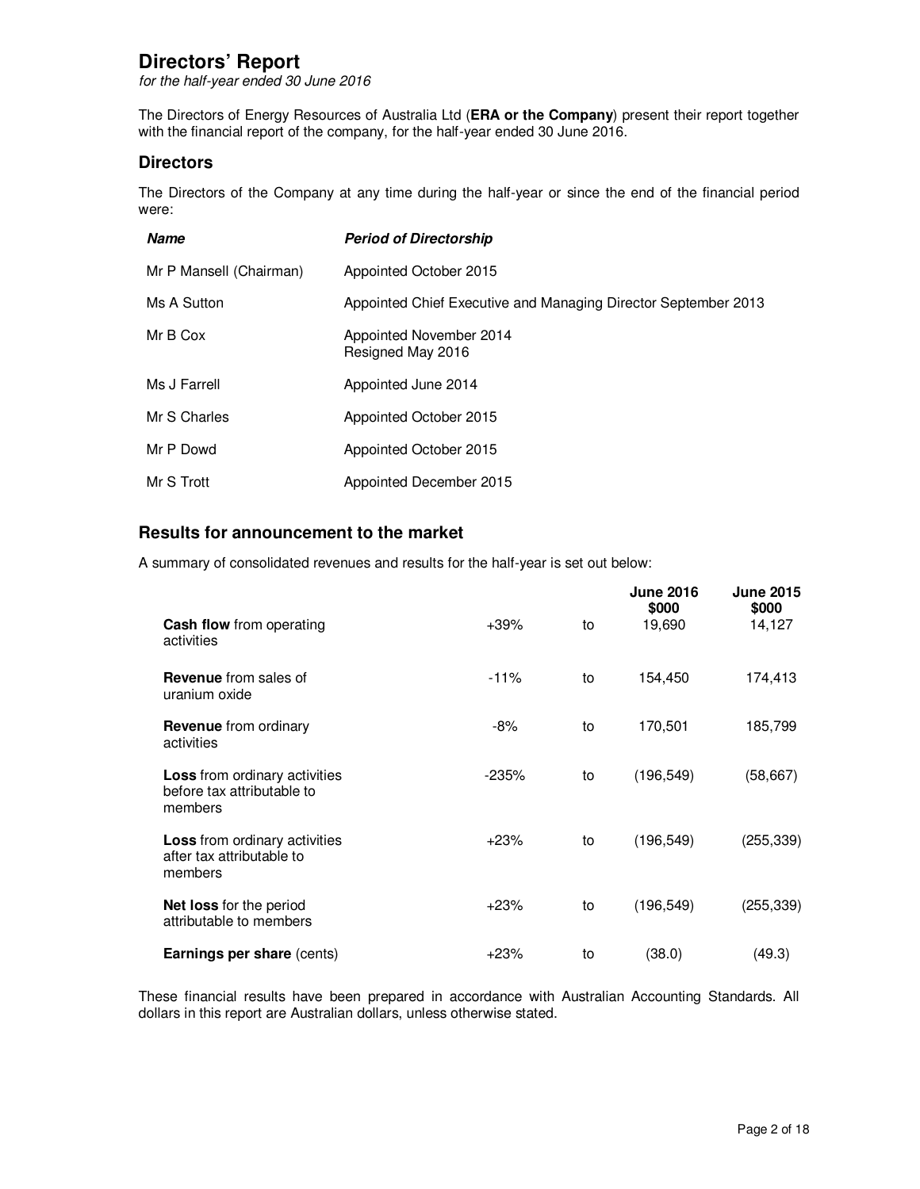# Directors' Report

*for the half-year ended 30 June 2016*

The Directors of Energy Resources of Australia Ltd (**ERA or the Company**) present their report together with the financial report of the company, for the half-year ended 30 June 2016.

## Directors

The Directors of the Company at any time during the half-year or since the end of the financial period were:

| ***Name*** | ***Period of Directorship*** |
|---|---|
| Mr P Mansell (Chairman) | Appointed October 2015 |
| Ms A Sutton | Appointed Chief Executive and Managing Director September 2013 |
| Mr B Cox | Appointed November 2014<br>Resigned May 2016 |
| Ms J Farrell | Appointed June 2014 |
| Mr S Charles | Appointed October 2015 |
| Mr P Dowd | Appointed October 2015 |
| Mr S Trott | Appointed December 2015 |

## Results for announcement to the market

A summary of consolidated revenues and results for the half-year is set out below:

| | | | June 2016<br>$000 | June 2015<br>$000 |
|---|---|---|---|---|
| **Cash flow** from operating activities | +39% | to | 19,690 | 14,127 |
| **Revenue** from sales of uranium oxide | -11% | to | 154,450 | 174,413 |
| **Revenue** from ordinary activities | -8% | to | 170,501 | 185,799 |
| **Loss** from ordinary activities before tax attributable to members | -235% | to | (196,549) | (58,667) |
| **Loss** from ordinary activities after tax attributable to members | +23% | to | (196,549) | (255,339) |
| **Net loss** for the period attributable to members | +23% | to | (196,549) | (255,339) |
| **Earnings per share** (cents) | +23% | to | (38.0) | (49.3) |

These financial results have been prepared in accordance with Australian Accounting Standards. All dollars in this report are Australian dollars, unless otherwise stated.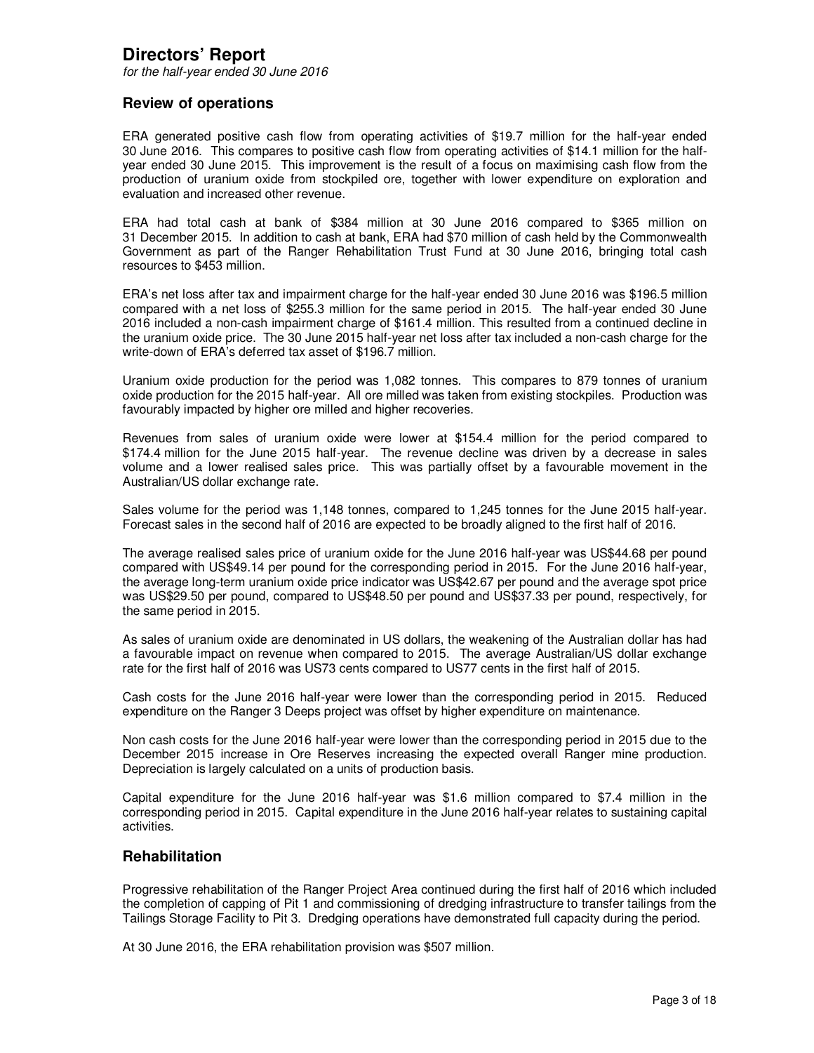# Directors' Report

*for the half-year ended 30 June 2016*

## Review of operations

ERA generated positive cash flow from operating activities of $19.7 million for the half-year ended 30 June 2016. This compares to positive cash flow from operating activities of $14.1 million for the half-year ended 30 June 2015. This improvement is the result of a focus on maximising cash flow from the production of uranium oxide from stockpiled ore, together with lower expenditure on exploration and evaluation and increased other revenue.

ERA had total cash at bank of $384 million at 30 June 2016 compared to $365 million on 31 December 2015. In addition to cash at bank, ERA had $70 million of cash held by the Commonwealth Government as part of the Ranger Rehabilitation Trust Fund at 30 June 2016, bringing total cash resources to $453 million.

ERA's net loss after tax and impairment charge for the half-year ended 30 June 2016 was $196.5 million compared with a net loss of $255.3 million for the same period in 2015. The half-year ended 30 June 2016 included a non-cash impairment charge of $161.4 million. This resulted from a continued decline in the uranium oxide price. The 30 June 2015 half-year net loss after tax included a non-cash charge for the write-down of ERA's deferred tax asset of $196.7 million.

Uranium oxide production for the period was 1,082 tonnes. This compares to 879 tonnes of uranium oxide production for the 2015 half-year. All ore milled was taken from existing stockpiles. Production was favourably impacted by higher ore milled and higher recoveries.

Revenues from sales of uranium oxide were lower at $154.4 million for the period compared to $174.4 million for the June 2015 half-year. The revenue decline was driven by a decrease in sales volume and a lower realised sales price. This was partially offset by a favourable movement in the Australian/US dollar exchange rate.

Sales volume for the period was 1,148 tonnes, compared to 1,245 tonnes for the June 2015 half-year. Forecast sales in the second half of 2016 are expected to be broadly aligned to the first half of 2016.

The average realised sales price of uranium oxide for the June 2016 half-year was US$44.68 per pound compared with US$49.14 per pound for the corresponding period in 2015. For the June 2016 half-year, the average long-term uranium oxide price indicator was US$42.67 per pound and the average spot price was US$29.50 per pound, compared to US$48.50 per pound and US$37.33 per pound, respectively, for the same period in 2015.

As sales of uranium oxide are denominated in US dollars, the weakening of the Australian dollar has had a favourable impact on revenue when compared to 2015. The average Australian/US dollar exchange rate for the first half of 2016 was US73 cents compared to US77 cents in the first half of 2015.

Cash costs for the June 2016 half-year were lower than the corresponding period in 2015. Reduced expenditure on the Ranger 3 Deeps project was offset by higher expenditure on maintenance.

Non cash costs for the June 2016 half-year were lower than the corresponding period in 2015 due to the December 2015 increase in Ore Reserves increasing the expected overall Ranger mine production. Depreciation is largely calculated on a units of production basis.

Capital expenditure for the June 2016 half-year was $1.6 million compared to $7.4 million in the corresponding period in 2015. Capital expenditure in the June 2016 half-year relates to sustaining capital activities.

## Rehabilitation

Progressive rehabilitation of the Ranger Project Area continued during the first half of 2016 which included the completion of capping of Pit 1 and commissioning of dredging infrastructure to transfer tailings from the Tailings Storage Facility to Pit 3. Dredging operations have demonstrated full capacity during the period.

At 30 June 2016, the ERA rehabilitation provision was $507 million.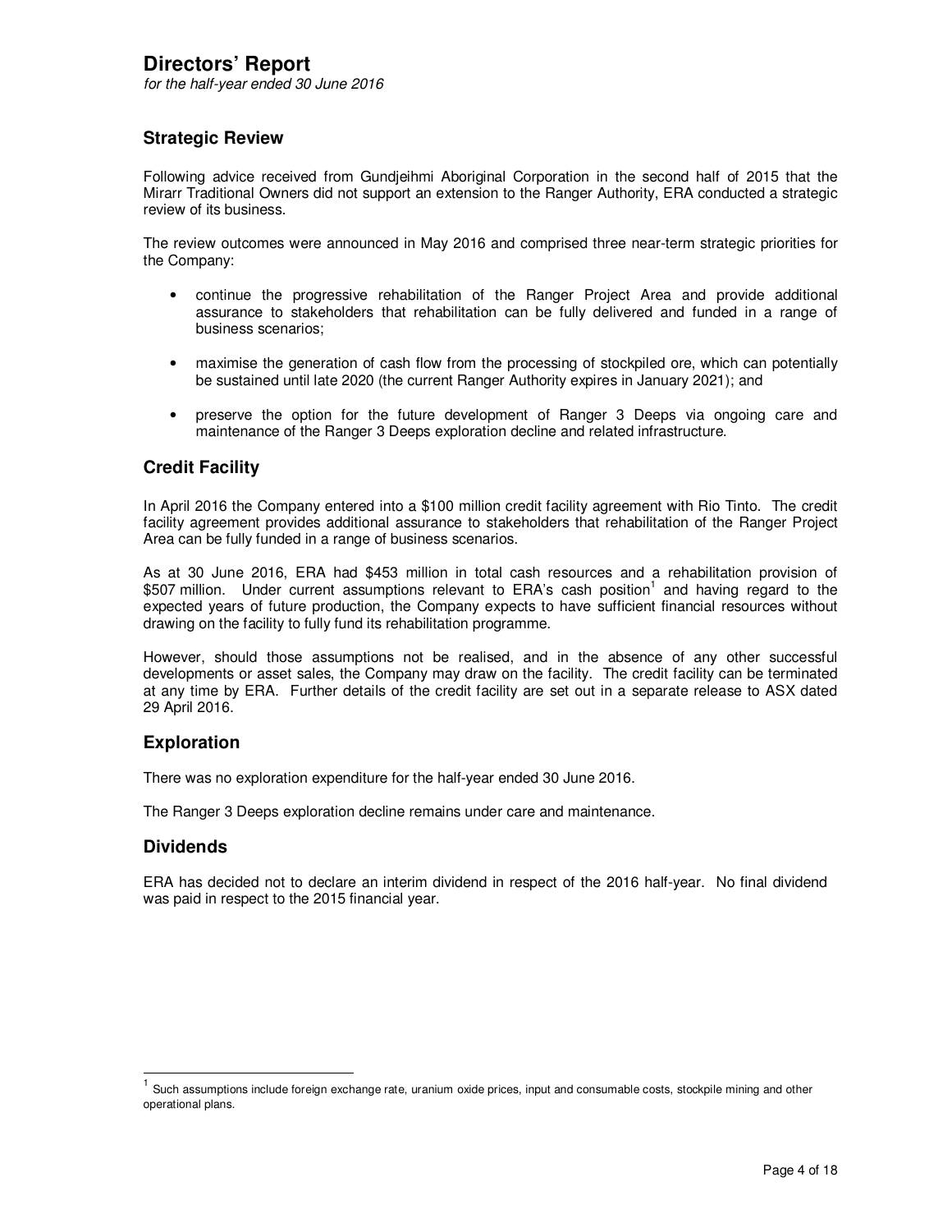# Directors' Report

*for the half-year ended 30 June 2016*

## Strategic Review

Following advice received from Gundjeihmi Aboriginal Corporation in the second half of 2015 that the Mirarr Traditional Owners did not support an extension to the Ranger Authority, ERA conducted a strategic review of its business.

The review outcomes were announced in May 2016 and comprised three near-term strategic priorities for the Company:

- continue the progressive rehabilitation of the Ranger Project Area and provide additional assurance to stakeholders that rehabilitation can be fully delivered and funded in a range of business scenarios;
- maximise the generation of cash flow from the processing of stockpiled ore, which can potentially be sustained until late 2020 (the current Ranger Authority expires in January 2021); and
- preserve the option for the future development of Ranger 3 Deeps via ongoing care and maintenance of the Ranger 3 Deeps exploration decline and related infrastructure.

## Credit Facility

In April 2016 the Company entered into a $100 million credit facility agreement with Rio Tinto. The credit facility agreement provides additional assurance to stakeholders that rehabilitation of the Ranger Project Area can be fully funded in a range of business scenarios.

As at 30 June 2016, ERA had $453 million in total cash resources and a rehabilitation provision of $507 million. Under current assumptions relevant to ERA's cash position[1] and having regard to the expected years of future production, the Company expects to have sufficient financial resources without drawing on the facility to fully fund its rehabilitation programme.

However, should those assumptions not be realised, and in the absence of any other successful developments or asset sales, the Company may draw on the facility. The credit facility can be terminated at any time by ERA. Further details of the credit facility are set out in a separate release to ASX dated 29 April 2016.

## Exploration

There was no exploration expenditure for the half-year ended 30 June 2016.

The Ranger 3 Deeps exploration decline remains under care and maintenance.

## Dividends

ERA has decided not to declare an interim dividend in respect of the 2016 half-year. No final dividend was paid in respect to the 2015 financial year.

---

[1] Such assumptions include foreign exchange rate, uranium oxide prices, input and consumable costs, stockpile mining and other operational plans.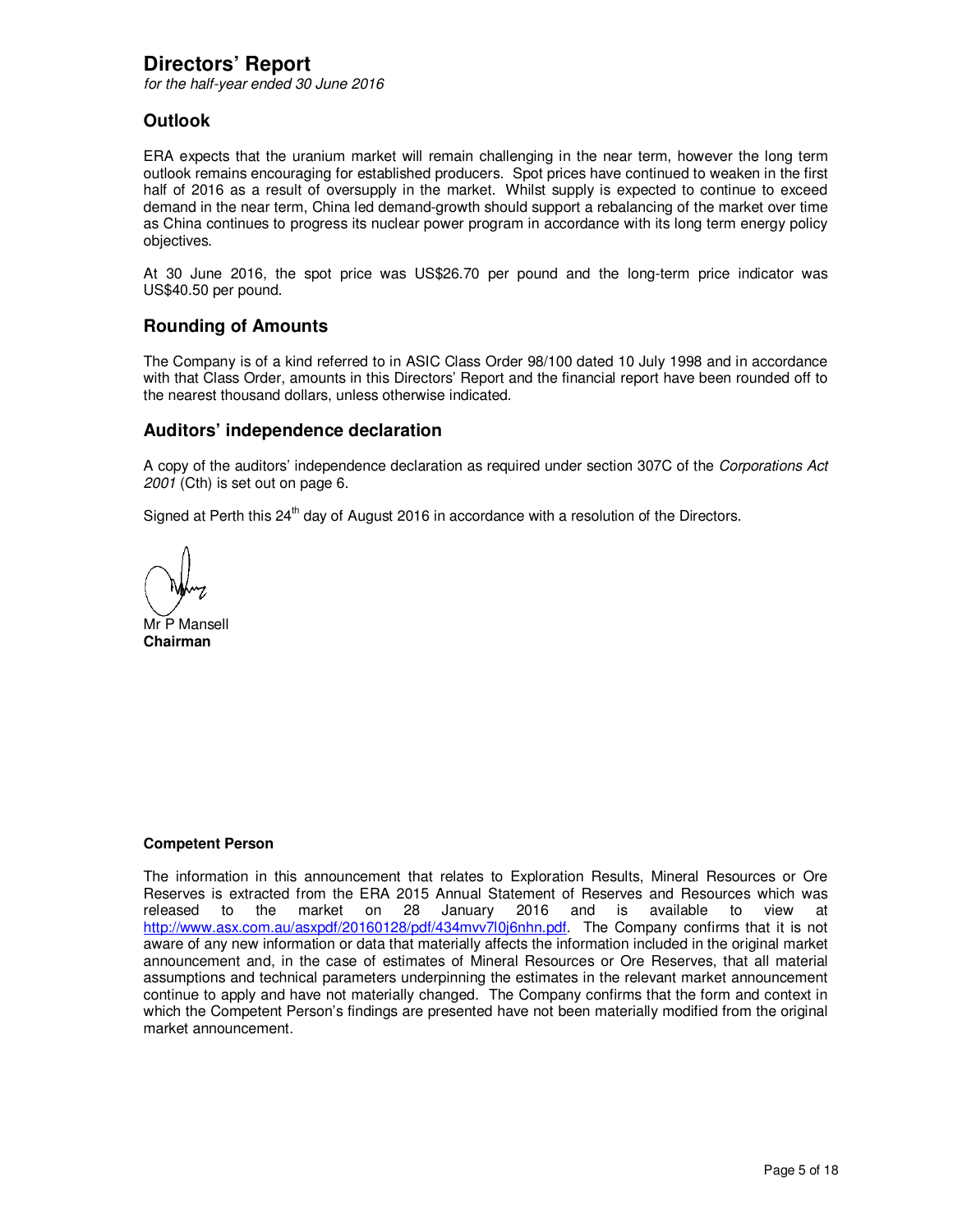# Directors' Report

*for the half-year ended 30 June 2016*

## Outlook

ERA expects that the uranium market will remain challenging in the near term, however the long term outlook remains encouraging for established producers. Spot prices have continued to weaken in the first half of 2016 as a result of oversupply in the market. Whilst supply is expected to continue to exceed demand in the near term, China led demand-growth should support a rebalancing of the market over time as China continues to progress its nuclear power program in accordance with its long term energy policy objectives.

At 30 June 2016, the spot price was US$26.70 per pound and the long-term price indicator was US$40.50 per pound.

## Rounding of Amounts

The Company is of a kind referred to in ASIC Class Order 98/100 dated 10 July 1998 and in accordance with that Class Order, amounts in this Directors' Report and the financial report have been rounded off to the nearest thousand dollars, unless otherwise indicated.

## Auditors' independence declaration

A copy of the auditors' independence declaration as required under section 307C of the *Corporations Act 2001* (Cth) is set out on page 6.

Signed at Perth this 24th day of August 2016 in accordance with a resolution of the Directors.

Mr P Mansell
**Chairman**

**Competent Person**

The information in this announcement that relates to Exploration Results, Mineral Resources or Ore Reserves is extracted from the ERA 2015 Annual Statement of Reserves and Resources which was released to the market on 28 January 2016 and is available to view at http://www.asx.com.au/asxpdf/20160128/pdf/434mvv7l0j6nhn.pdf. The Company confirms that it is not aware of any new information or data that materially affects the information included in the original market announcement and, in the case of estimates of Mineral Resources or Ore Reserves, that all material assumptions and technical parameters underpinning the estimates in the relevant market announcement continue to apply and have not materially changed. The Company confirms that the form and context in which the Competent Person's findings are presented have not been materially modified from the original market announcement.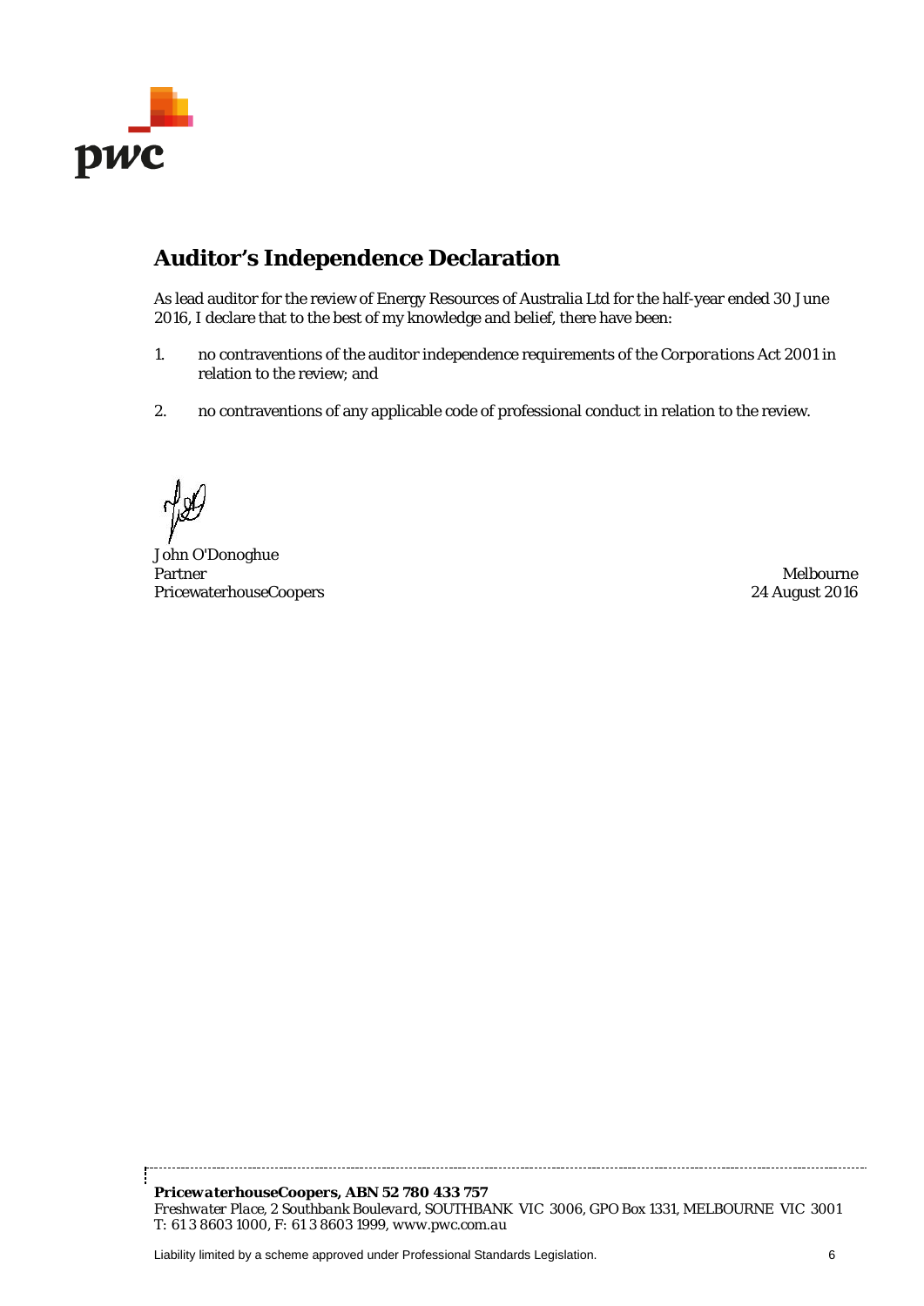## Auditor's Independence Declaration

As lead auditor for the review of Energy Resources of Australia Ltd for the half-year ended 30 June 2016, I declare that to the best of my knowledge and belief, there have been:

1. no contraventions of the auditor independence requirements of the *Corporations Act 2001* in relation to the review; and

2. no contraventions of any applicable code of professional conduct in relation to the review.

John O'Donoghue
Partner
PricewaterhouseCoopers

Melbourne
24 August 2016

***PricewaterhouseCoopers, ABN 52 780 433 757***
*Freshwater Place, 2 Southbank Boulevard, SOUTHBANK VIC 3006, GPO Box 1331, MELBOURNE VIC 3001*
*T: 61 3 8603 1000, F: 61 3 8603 1999, www.pwc.com.au*

Liability limited by a scheme approved under Professional Standards Legislation.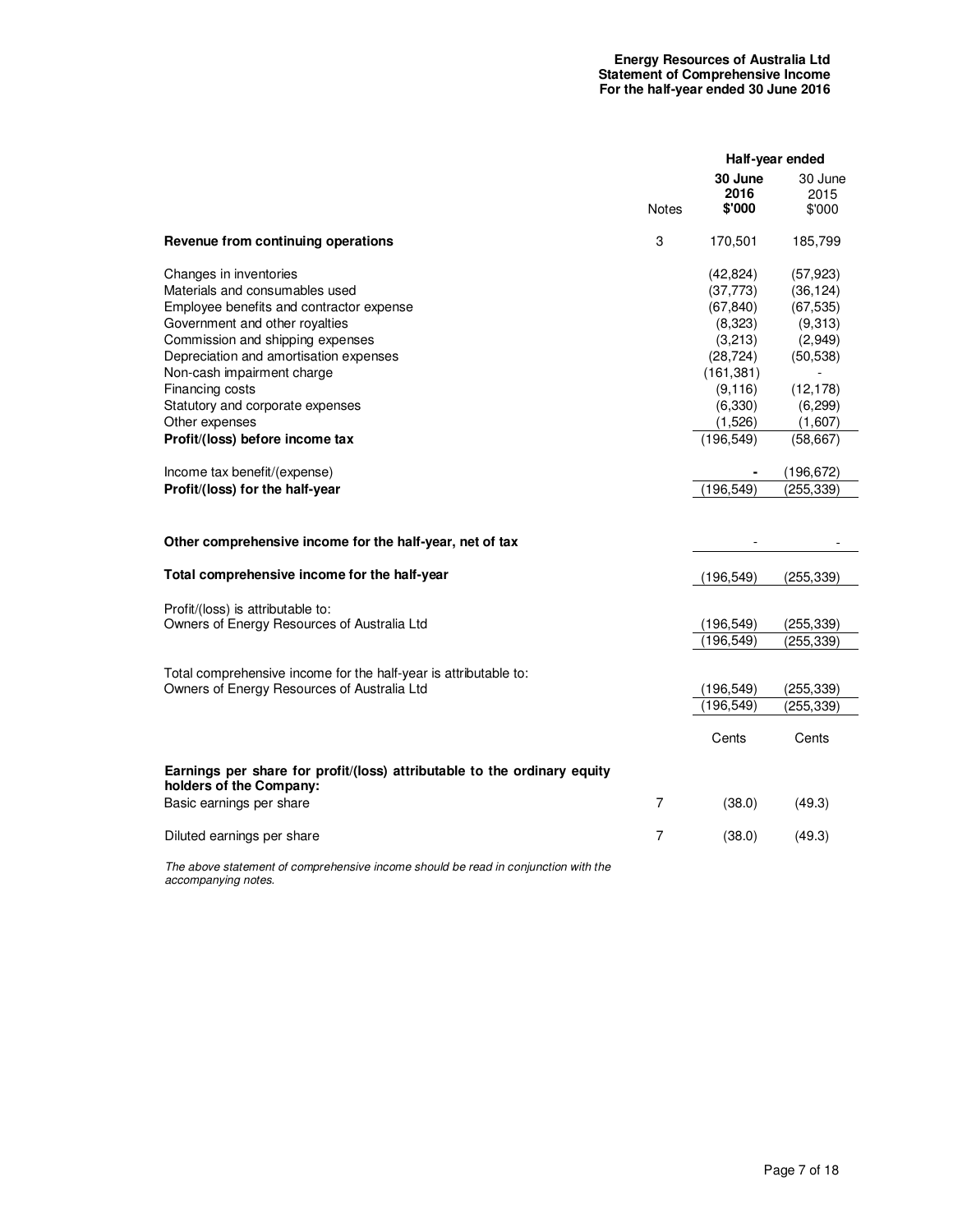**Energy Resources of Australia Ltd**
**Statement of Comprehensive Income**
**For the half-year ended 30 June 2016**

| | Notes | Half-year ended 30 June 2016 $'000 | Half-year ended 30 June 2015 $'000 |
|---|---|---|---|
| **Revenue from continuing operations** | 3 | 170,501 | 185,799 |
| Changes in inventories | | (42,824) | (57,923) |
| Materials and consumables used | | (37,773) | (36,124) |
| Employee benefits and contractor expense | | (67,840) | (67,535) |
| Government and other royalties | | (8,323) | (9,313) |
| Commission and shipping expenses | | (3,213) | (2,949) |
| Depreciation and amortisation expenses | | (28,724) | (50,538) |
| Non-cash impairment charge | | (161,381) | - |
| Financing costs | | (9,116) | (12,178) |
| Statutory and corporate expenses | | (6,330) | (6,299) |
| Other expenses | | (1,526) | (1,607) |
| **Profit/(loss) before income tax** | | (196,549) | (58,667) |
| Income tax benefit/(expense) | | - | (196,672) |
| **Profit/(loss) for the half-year** | | (196,549) | (255,339) |
| **Other comprehensive income for the half-year, net of tax** | | - | - |
| **Total comprehensive income for the half-year** | | (196,549) | (255,339) |
| Profit/(loss) is attributable to: | | | |
| Owners of Energy Resources of Australia Ltd | | (196,549) | (255,339) |
| | | (196,549) | (255,339) |
| Total comprehensive income for the half-year is attributable to: | | | |
| Owners of Energy Resources of Australia Ltd | | (196,549) | (255,339) |
| | | (196,549) | (255,339) |
| | | Cents | Cents |
| **Earnings per share for profit/(loss) attributable to the ordinary equity holders of the Company:** | | | |
| Basic earnings per share | 7 | (38.0) | (49.3) |
| Diluted earnings per share | 7 | (38.0) | (49.3) |

*The above statement of comprehensive income should be read in conjunction with the accompanying notes.*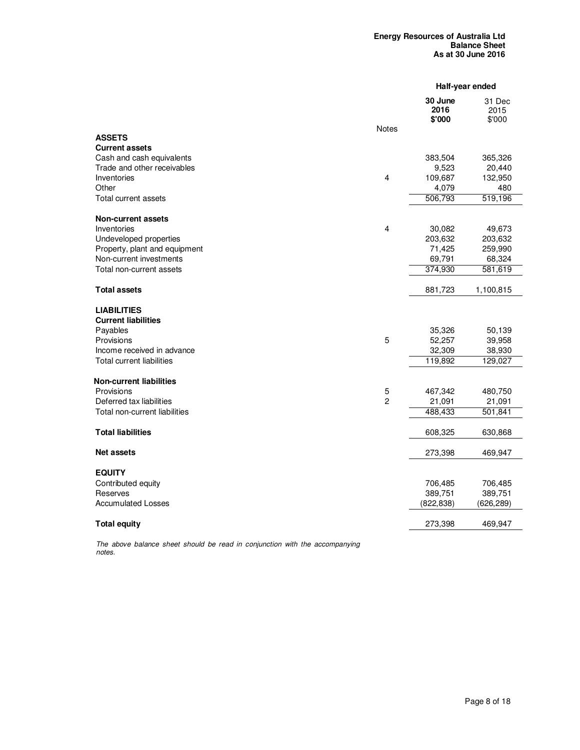**Energy Resources of Australia Ltd**
**Balance Sheet**
**As at 30 June 2016**

| | Notes | Half-year ended 30 June 2016 $'000 | 31 Dec 2015 $'000 |
|---|---|---|---|
| **ASSETS** | | | |
| **Current assets** | | | |
| Cash and cash equivalents | | 383,504 | 365,326 |
| Trade and other receivables | | 9,523 | 20,440 |
| Inventories | 4 | 109,687 | 132,950 |
| Other | | 4,079 | 480 |
| Total current assets | | 506,793 | 519,196 |
| **Non-current assets** | | | |
| Inventories | 4 | 30,082 | 49,673 |
| Undeveloped properties | | 203,632 | 203,632 |
| Property, plant and equipment | | 71,425 | 259,990 |
| Non-current investments | | 69,791 | 68,324 |
| Total non-current assets | | 374,930 | 581,619 |
| **Total assets** | | 881,723 | 1,100,815 |
| **LIABILITIES** | | | |
| **Current liabilities** | | | |
| Payables | | 35,326 | 50,139 |
| Provisions | 5 | 52,257 | 39,958 |
| Income received in advance | | 32,309 | 38,930 |
| Total current liabilities | | 119,892 | 129,027 |
| **Non-current liabilities** | | | |
| Provisions | 5 | 467,342 | 480,750 |
| Deferred tax liabilities | 2 | 21,091 | 21,091 |
| Total non-current liabilities | | 488,433 | 501,841 |
| **Total liabilities** | | 608,325 | 630,868 |
| **Net assets** | | 273,398 | 469,947 |
| **EQUITY** | | | |
| Contributed equity | | 706,485 | 706,485 |
| Reserves | | 389,751 | 389,751 |
| Accumulated Losses | | (822,838) | (626,289) |
| **Total equity** | | 273,398 | 469,947 |

*The above balance sheet should be read in conjunction with the accompanying notes.*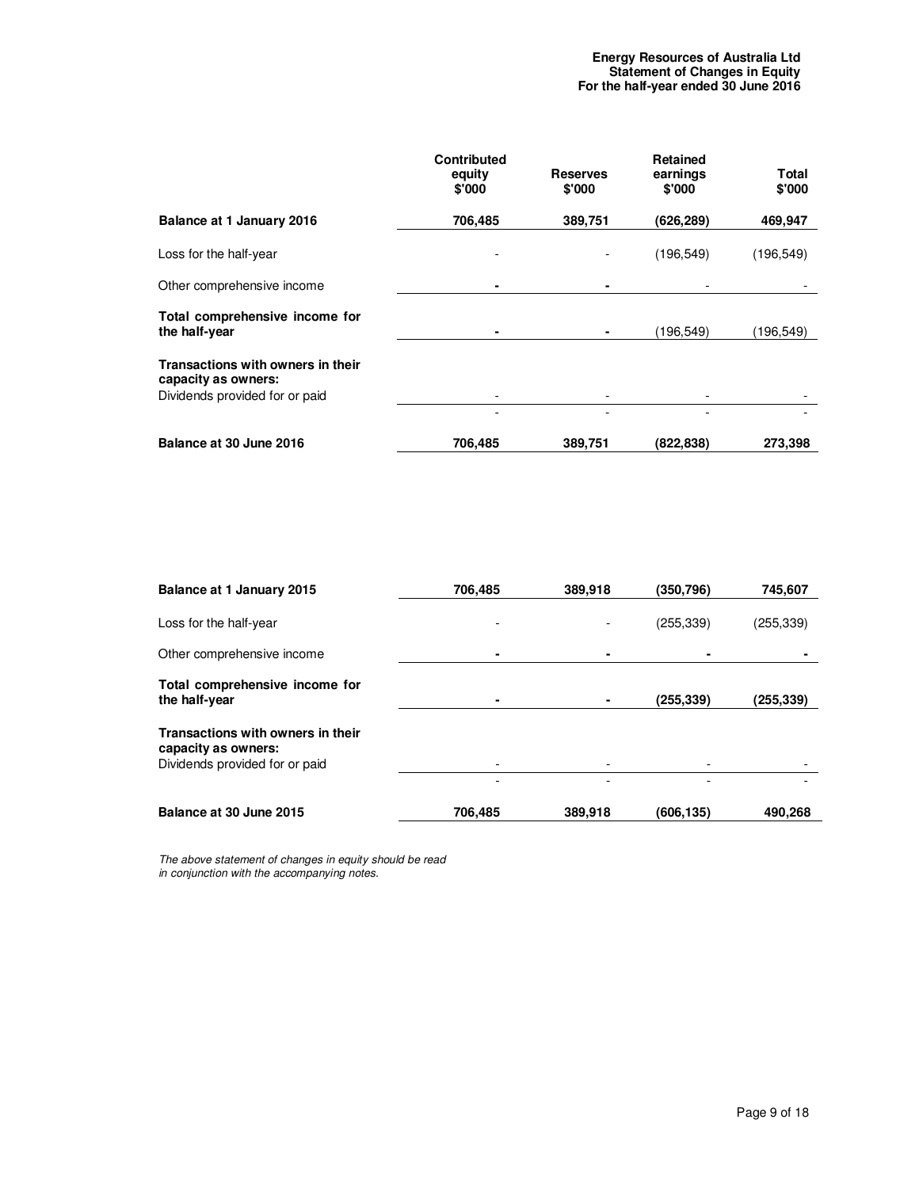**Energy Resources of Australia Ltd**
**Statement of Changes in Equity**
**For the half-year ended 30 June 2016**

| | Contributed equity $'000 | Reserves $'000 | Retained earnings $'000 | Total $'000 |
|---|---|---|---|---|
| **Balance at 1 January 2016** | **706,485** | **389,751** | **(626,289)** | **469,947** |
| Loss for the half-year | - | - | (196,549) | (196,549) |
| Other comprehensive income | - | - | - | - |
| **Total comprehensive income for the half-year** | - | - | (196,549) | (196,549) |
| **Transactions with owners in their capacity as owners:** | | | | |
| Dividends provided for or paid | - | - | - | - |
| | - | - | - | - |
| **Balance at 30 June 2016** | **706,485** | **389,751** | **(822,838)** | **273,398** |

| | Contributed equity $'000 | Reserves $'000 | Retained earnings $'000 | Total $'000 |
|---|---|---|---|---|
| **Balance at 1 January 2015** | **706,485** | **389,918** | **(350,796)** | **745,607** |
| Loss for the half-year | - | - | (255,339) | (255,339) |
| Other comprehensive income | - | - | - | - |
| **Total comprehensive income for the half-year** | - | - | **(255,339)** | **(255,339)** |
| **Transactions with owners in their capacity as owners:** | | | | |
| Dividends provided for or paid | - | - | - | - |
| | - | - | - | - |
| **Balance at 30 June 2015** | **706,485** | **389,918** | **(606,135)** | **490,268** |

*The above statement of changes in equity should be read in conjunction with the accompanying notes.*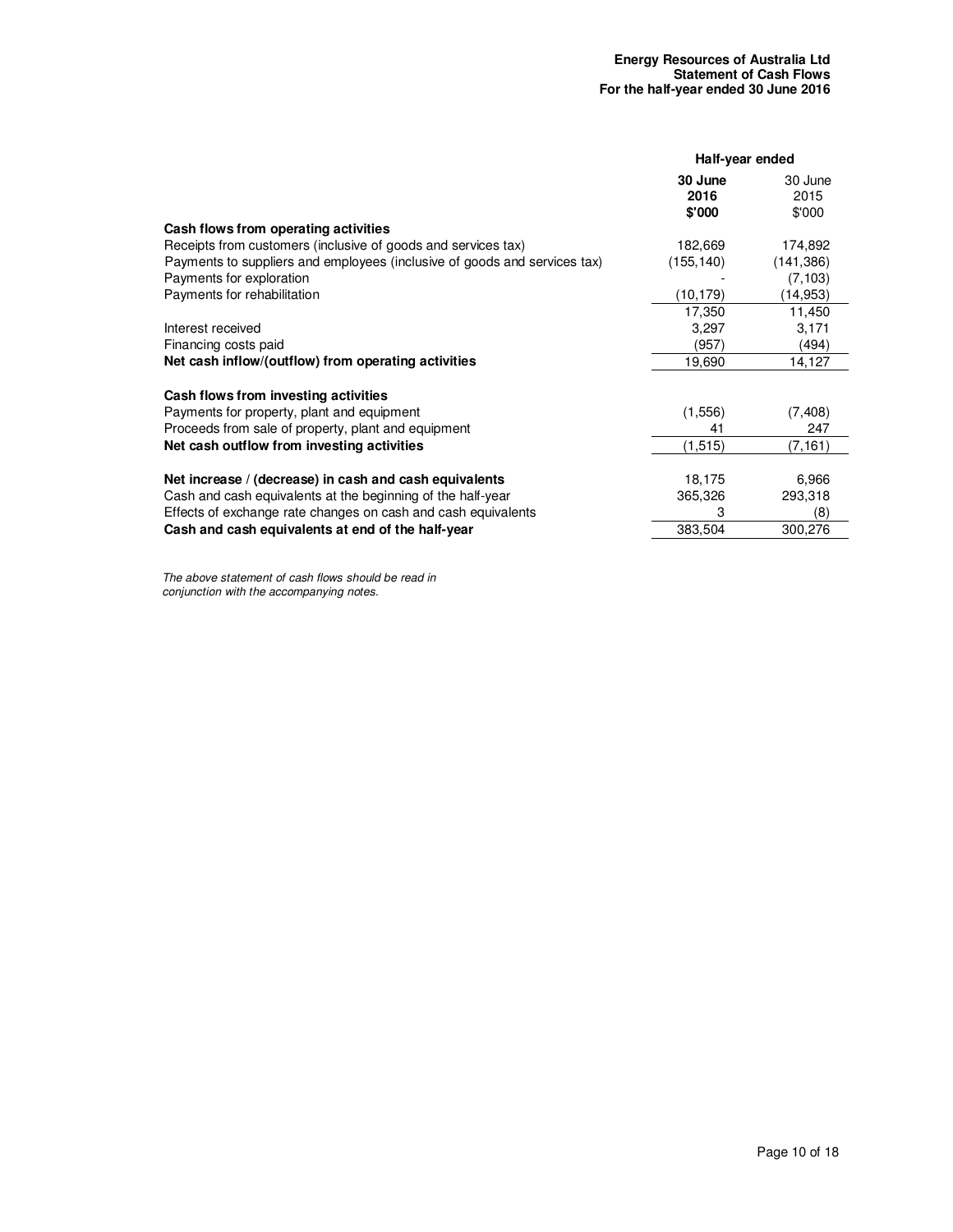**Energy Resources of Australia Ltd**
**Statement of Cash Flows**
**For the half-year ended 30 June 2016**

| | Half-year ended | |
|---|---|---|
| | **30 June 2016 $'000** | 30 June 2015 $'000 |
| **Cash flows from operating activities** | | |
| Receipts from customers (inclusive of goods and services tax) | 182,669 | 174,892 |
| Payments to suppliers and employees (inclusive of goods and services tax) | (155,140) | (141,386) |
| Payments for exploration | - | (7,103) |
| Payments for rehabilitation | (10,179) | (14,953) |
| | 17,350 | 11,450 |
| Interest received | 3,297 | 3,171 |
| Financing costs paid | (957) | (494) |
| **Net cash inflow/(outflow) from operating activities** | 19,690 | 14,127 |
| | | |
| **Cash flows from investing activities** | | |
| Payments for property, plant and equipment | (1,556) | (7,408) |
| Proceeds from sale of property, plant and equipment | 41 | 247 |
| **Net cash outflow from investing activities** | (1,515) | (7,161) |
| | | |
| **Net increase / (decrease) in cash and cash equivalents** | 18,175 | 6,966 |
| Cash and cash equivalents at the beginning of the half-year | 365,326 | 293,318 |
| Effects of exchange rate changes on cash and cash equivalents | 3 | (8) |
| **Cash and cash equivalents at end of the half-year** | 383,504 | 300,276 |

*The above statement of cash flows should be read in conjunction with the accompanying notes.*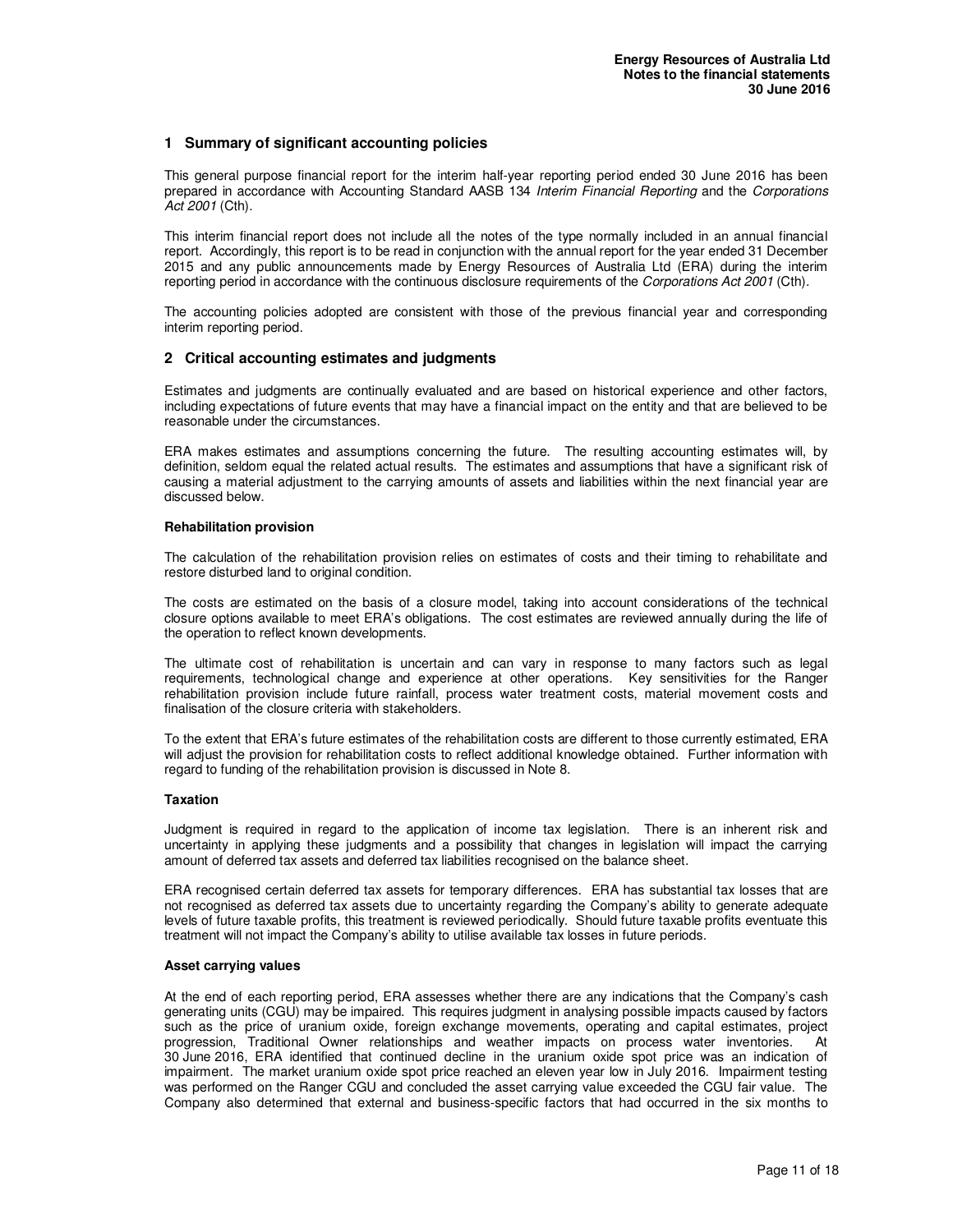## 1 Summary of significant accounting policies

This general purpose financial report for the interim half-year reporting period ended 30 June 2016 has been prepared in accordance with Accounting Standard AASB 134 *Interim Financial Reporting* and the *Corporations Act 2001* (Cth).

This interim financial report does not include all the notes of the type normally included in an annual financial report. Accordingly, this report is to be read in conjunction with the annual report for the year ended 31 December 2015 and any public announcements made by Energy Resources of Australia Ltd (ERA) during the interim reporting period in accordance with the continuous disclosure requirements of the *Corporations Act 2001* (Cth).

The accounting policies adopted are consistent with those of the previous financial year and corresponding interim reporting period.

## 2 Critical accounting estimates and judgments

Estimates and judgments are continually evaluated and are based on historical experience and other factors, including expectations of future events that may have a financial impact on the entity and that are believed to be reasonable under the circumstances.

ERA makes estimates and assumptions concerning the future. The resulting accounting estimates will, by definition, seldom equal the related actual results. The estimates and assumptions that have a significant risk of causing a material adjustment to the carrying amounts of assets and liabilities within the next financial year are discussed below.

**Rehabilitation provision**

The calculation of the rehabilitation provision relies on estimates of costs and their timing to rehabilitate and restore disturbed land to original condition.

The costs are estimated on the basis of a closure model, taking into account considerations of the technical closure options available to meet ERA's obligations. The cost estimates are reviewed annually during the life of the operation to reflect known developments.

The ultimate cost of rehabilitation is uncertain and can vary in response to many factors such as legal requirements, technological change and experience at other operations. Key sensitivities for the Ranger rehabilitation provision include future rainfall, process water treatment costs, material movement costs and finalisation of the closure criteria with stakeholders.

To the extent that ERA's future estimates of the rehabilitation costs are different to those currently estimated, ERA will adjust the provision for rehabilitation costs to reflect additional knowledge obtained. Further information with regard to funding of the rehabilitation provision is discussed in Note 8.

**Taxation**

Judgment is required in regard to the application of income tax legislation. There is an inherent risk and uncertainty in applying these judgments and a possibility that changes in legislation will impact the carrying amount of deferred tax assets and deferred tax liabilities recognised on the balance sheet.

ERA recognised certain deferred tax assets for temporary differences. ERA has substantial tax losses that are not recognised as deferred tax assets due to uncertainty regarding the Company's ability to generate adequate levels of future taxable profits, this treatment is reviewed periodically. Should future taxable profits eventuate this treatment will not impact the Company's ability to utilise available tax losses in future periods.

**Asset carrying values**

At the end of each reporting period, ERA assesses whether there are any indications that the Company's cash generating units (CGU) may be impaired. This requires judgment in analysing possible impacts caused by factors such as the price of uranium oxide, foreign exchange movements, operating and capital estimates, project progression, Traditional Owner relationships and weather impacts on process water inventories. At 30 June 2016, ERA identified that continued decline in the uranium oxide spot price was an indication of impairment. The market uranium oxide spot price reached an eleven year low in July 2016. Impairment testing was performed on the Ranger CGU and concluded the asset carrying value exceeded the CGU fair value. The Company also determined that external and business-specific factors that had occurred in the six months to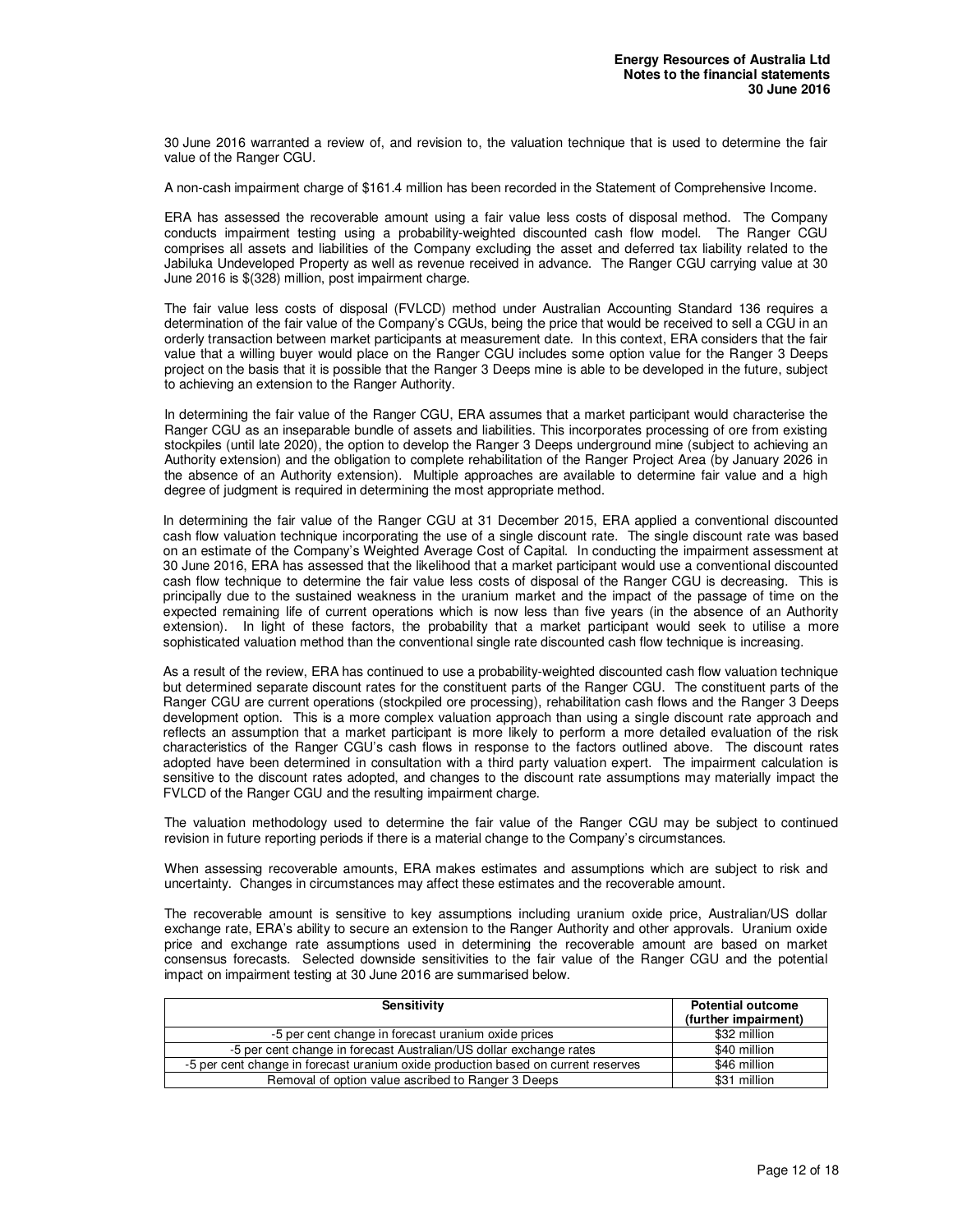30 June 2016 warranted a review of, and revision to, the valuation technique that is used to determine the fair value of the Ranger CGU.

A non-cash impairment charge of $161.4 million has been recorded in the Statement of Comprehensive Income.

ERA has assessed the recoverable amount using a fair value less costs of disposal method. The Company conducts impairment testing using a probability-weighted discounted cash flow model. The Ranger CGU comprises all assets and liabilities of the Company excluding the asset and deferred tax liability related to the Jabiluka Undeveloped Property as well as revenue received in advance. The Ranger CGU carrying value at 30 June 2016 is $(328) million, post impairment charge.

The fair value less costs of disposal (FVLCD) method under Australian Accounting Standard 136 requires a determination of the fair value of the Company's CGUs, being the price that would be received to sell a CGU in an orderly transaction between market participants at measurement date. In this context, ERA considers that the fair value that a willing buyer would place on the Ranger CGU includes some option value for the Ranger 3 Deeps project on the basis that it is possible that the Ranger 3 Deeps mine is able to be developed in the future, subject to achieving an extension to the Ranger Authority.

In determining the fair value of the Ranger CGU, ERA assumes that a market participant would characterise the Ranger CGU as an inseparable bundle of assets and liabilities. This incorporates processing of ore from existing stockpiles (until late 2020), the option to develop the Ranger 3 Deeps underground mine (subject to achieving an Authority extension) and the obligation to complete rehabilitation of the Ranger Project Area (by January 2026 in the absence of an Authority extension). Multiple approaches are available to determine fair value and a high degree of judgment is required in determining the most appropriate method.

In determining the fair value of the Ranger CGU at 31 December 2015, ERA applied a conventional discounted cash flow valuation technique incorporating the use of a single discount rate. The single discount rate was based on an estimate of the Company's Weighted Average Cost of Capital. In conducting the impairment assessment at 30 June 2016, ERA has assessed that the likelihood that a market participant would use a conventional discounted cash flow technique to determine the fair value less costs of disposal of the Ranger CGU is decreasing. This is principally due to the sustained weakness in the uranium market and the impact of the passage of time on the expected remaining life of current operations which is now less than five years (in the absence of an Authority extension). In light of these factors, the probability that a market participant would seek to utilise a more sophisticated valuation method than the conventional single rate discounted cash flow technique is increasing.

As a result of the review, ERA has continued to use a probability-weighted discounted cash flow valuation technique but determined separate discount rates for the constituent parts of the Ranger CGU. The constituent parts of the Ranger CGU are current operations (stockpiled ore processing), rehabilitation cash flows and the Ranger 3 Deeps development option. This is a more complex valuation approach than using a single discount rate approach and reflects an assumption that a market participant is more likely to perform a more detailed evaluation of the risk characteristics of the Ranger CGU's cash flows in response to the factors outlined above. The discount rates adopted have been determined in consultation with a third party valuation expert. The impairment calculation is sensitive to the discount rates adopted, and changes to the discount rate assumptions may materially impact the FVLCD of the Ranger CGU and the resulting impairment charge.

The valuation methodology used to determine the fair value of the Ranger CGU may be subject to continued revision in future reporting periods if there is a material change to the Company's circumstances.

When assessing recoverable amounts, ERA makes estimates and assumptions which are subject to risk and uncertainty. Changes in circumstances may affect these estimates and the recoverable amount.

The recoverable amount is sensitive to key assumptions including uranium oxide price, Australian/US dollar exchange rate, ERA's ability to secure an extension to the Ranger Authority and other approvals. Uranium oxide price and exchange rate assumptions used in determining the recoverable amount are based on market consensus forecasts. Selected downside sensitivities to the fair value of the Ranger CGU and the potential impact on impairment testing at 30 June 2016 are summarised below.

| Sensitivity | Potential outcome (further impairment) |
|---|---|
| -5 per cent change in forecast uranium oxide prices | $32 million |
| -5 per cent change in forecast Australian/US dollar exchange rates | $40 million |
| -5 per cent change in forecast uranium oxide production based on current reserves | $46 million |
| Removal of option value ascribed to Ranger 3 Deeps | $31 million |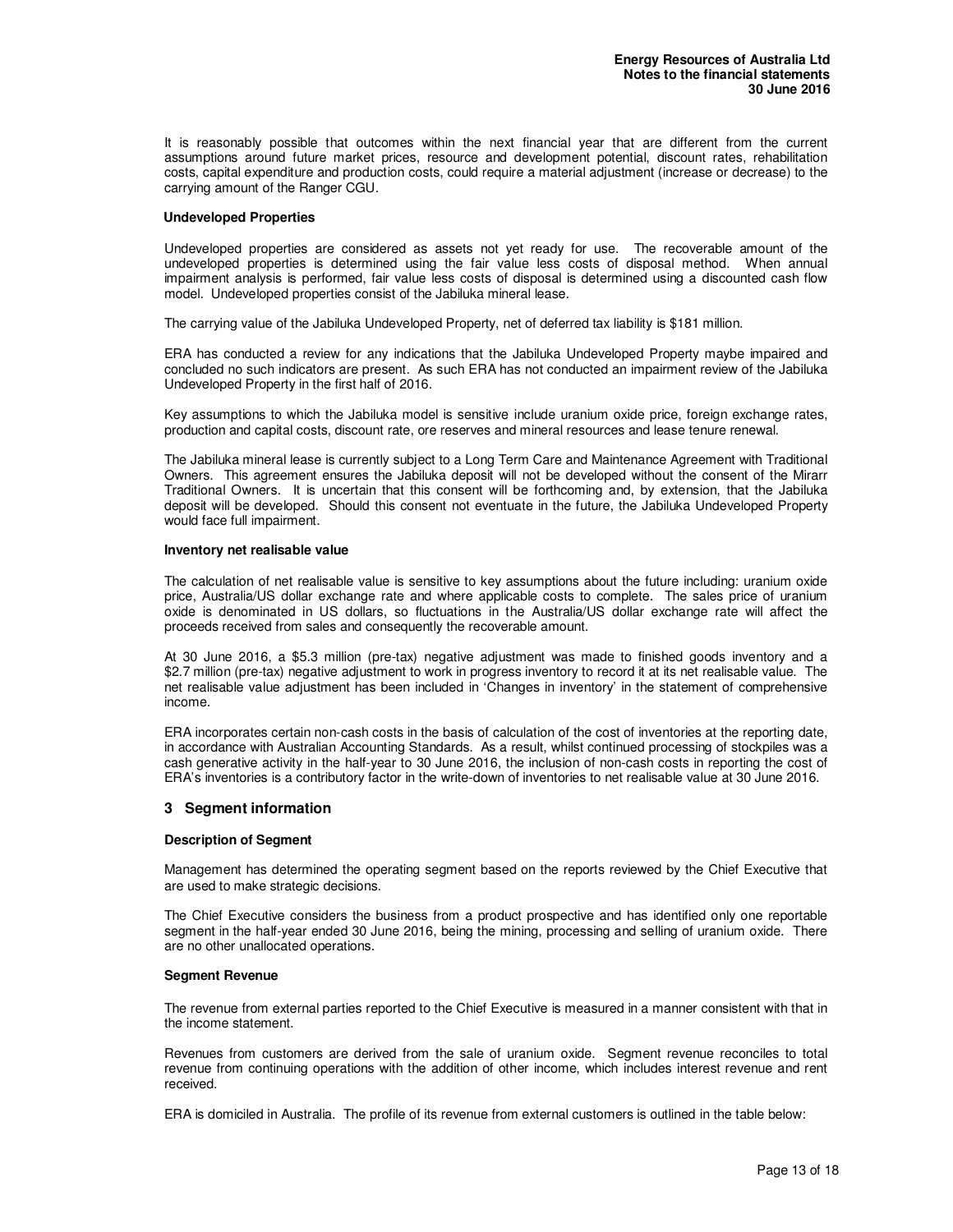It is reasonably possible that outcomes within the next financial year that are different from the current assumptions around future market prices, resource and development potential, discount rates, rehabilitation costs, capital expenditure and production costs, could require a material adjustment (increase or decrease) to the carrying amount of the Ranger CGU.

**Undeveloped Properties**

Undeveloped properties are considered as assets not yet ready for use. The recoverable amount of the undeveloped properties is determined using the fair value less costs of disposal method. When annual impairment analysis is performed, fair value less costs of disposal is determined using a discounted cash flow model. Undeveloped properties consist of the Jabiluka mineral lease.

The carrying value of the Jabiluka Undeveloped Property, net of deferred tax liability is $181 million.

ERA has conducted a review for any indications that the Jabiluka Undeveloped Property maybe impaired and concluded no such indicators are present. As such ERA has not conducted an impairment review of the Jabiluka Undeveloped Property in the first half of 2016.

Key assumptions to which the Jabiluka model is sensitive include uranium oxide price, foreign exchange rates, production and capital costs, discount rate, ore reserves and mineral resources and lease tenure renewal.

The Jabiluka mineral lease is currently subject to a Long Term Care and Maintenance Agreement with Traditional Owners. This agreement ensures the Jabiluka deposit will not be developed without the consent of the Mirarr Traditional Owners. It is uncertain that this consent will be forthcoming and, by extension, that the Jabiluka deposit will be developed. Should this consent not eventuate in the future, the Jabiluka Undeveloped Property would face full impairment.

**Inventory net realisable value**

The calculation of net realisable value is sensitive to key assumptions about the future including: uranium oxide price, Australia/US dollar exchange rate and where applicable costs to complete. The sales price of uranium oxide is denominated in US dollars, so fluctuations in the Australia/US dollar exchange rate will affect the proceeds received from sales and consequently the recoverable amount.

At 30 June 2016, a $5.3 million (pre-tax) negative adjustment was made to finished goods inventory and a $2.7 million (pre-tax) negative adjustment to work in progress inventory to record it at its net realisable value. The net realisable value adjustment has been included in 'Changes in inventory' in the statement of comprehensive income.

ERA incorporates certain non-cash costs in the basis of calculation of the cost of inventories at the reporting date, in accordance with Australian Accounting Standards. As a result, whilst continued processing of stockpiles was a cash generative activity in the half-year to 30 June 2016, the inclusion of non-cash costs in reporting the cost of ERA's inventories is a contributory factor in the write-down of inventories to net realisable value at 30 June 2016.

## 3 Segment information

**Description of Segment**

Management has determined the operating segment based on the reports reviewed by the Chief Executive that are used to make strategic decisions.

The Chief Executive considers the business from a product prospective and has identified only one reportable segment in the half-year ended 30 June 2016, being the mining, processing and selling of uranium oxide. There are no other unallocated operations.

**Segment Revenue**

The revenue from external parties reported to the Chief Executive is measured in a manner consistent with that in the income statement.

Revenues from customers are derived from the sale of uranium oxide. Segment revenue reconciles to total revenue from continuing operations with the addition of other income, which includes interest revenue and rent received.

ERA is domiciled in Australia. The profile of its revenue from external customers is outlined in the table below: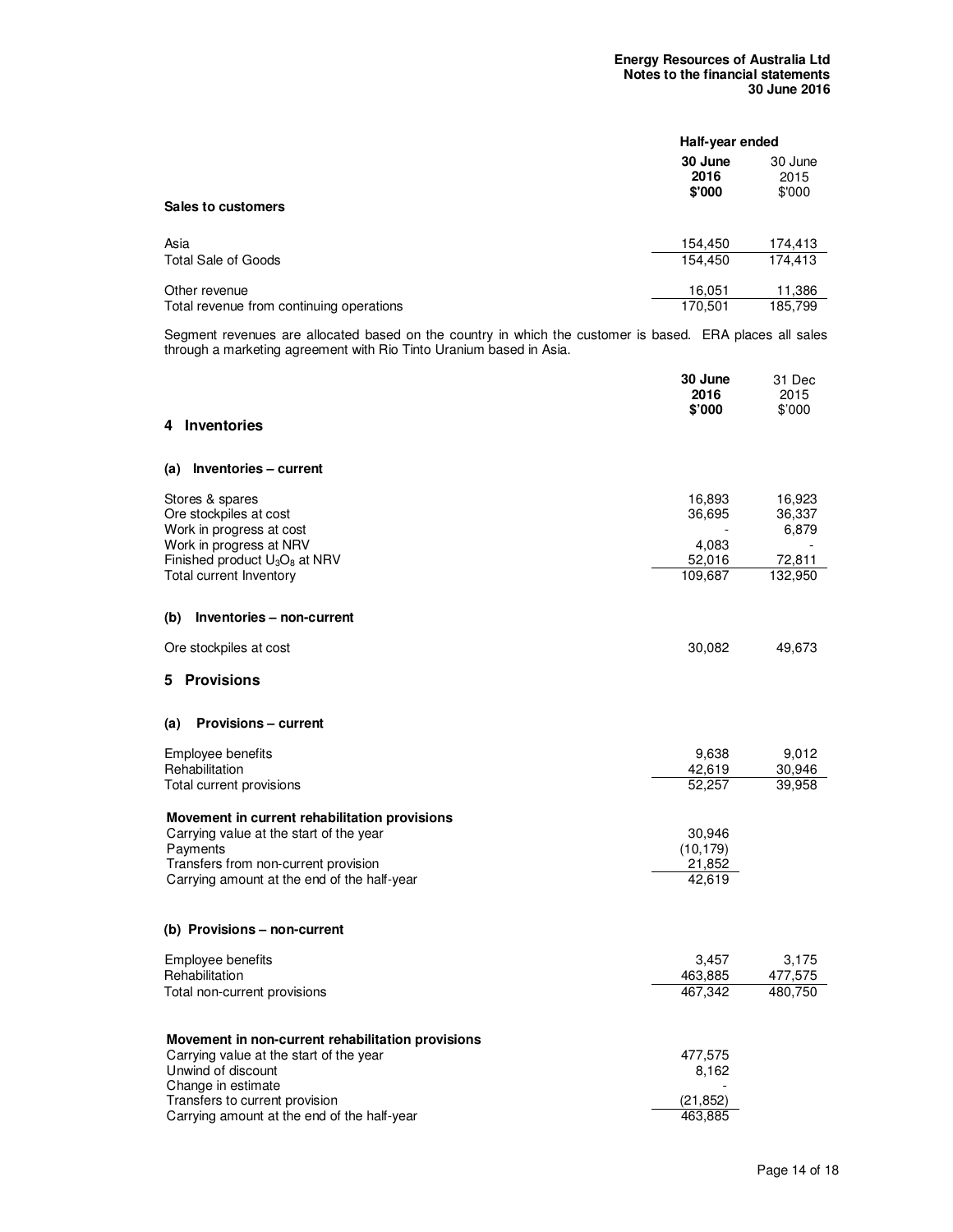| | Half-year ended | |
|---|---|---|
| | **30 June 2016 $'000** | 30 June 2015 $'000 |
| **Sales to customers** | | |
| Asia | 154,450 | 174,413 |
| Total Sale of Goods | 154,450 | 174,413 |
| Other revenue | 16,051 | 11,386 |
| Total revenue from continuing operations | 170,501 | 185,799 |

Segment revenues are allocated based on the country in which the customer is based. ERA places all sales through a marketing agreement with Rio Tinto Uranium based in Asia.

## 4 Inventories

| | **30 June 2016 $'000** | 31 Dec 2015 $'000 |
|---|---|---|
| **(a) Inventories – current** | | |
| Stores & spares | 16,893 | 16,923 |
| Ore stockpiles at cost | 36,695 | 36,337 |
| Work in progress at cost | - | 6,879 |
| Work in progress at NRV | 4,083 | - |
| Finished product $U_3O_8$ at NRV | 52,016 | 72,811 |
| Total current Inventory | 109,687 | 132,950 |
| **(b) Inventories – non-current** | | |
| Ore stockpiles at cost | 30,082 | 49,673 |

## 5 Provisions

### (a) Provisions – current

| | **30 June 2016 $'000** | 31 Dec 2015 $'000 |
|---|---|---|
| Employee benefits | 9,638 | 9,012 |
| Rehabilitation | 42,619 | 30,946 |
| Total current provisions | 52,257 | 39,958 |

| **Movement in current rehabilitation provisions** | |
|---|---|
| Carrying value at the start of the year | 30,946 |
| Payments | (10,179) |
| Transfers from non-current provision | 21,852 |
| Carrying amount at the end of the half-year | 42,619 |

### (b) Provisions – non-current

| | **30 June 2016 $'000** | 31 Dec 2015 $'000 |
|---|---|---|
| Employee benefits | 3,457 | 3,175 |
| Rehabilitation | 463,885 | 477,575 |
| Total non-current provisions | 467,342 | 480,750 |

| **Movement in non-current rehabilitation provisions** | |
|---|---|
| Carrying value at the start of the year | 477,575 |
| Unwind of discount | 8,162 |
| Change in estimate | - |
| Transfers to current provision | (21,852) |
| Carrying amount at the end of the half-year | 463,885 |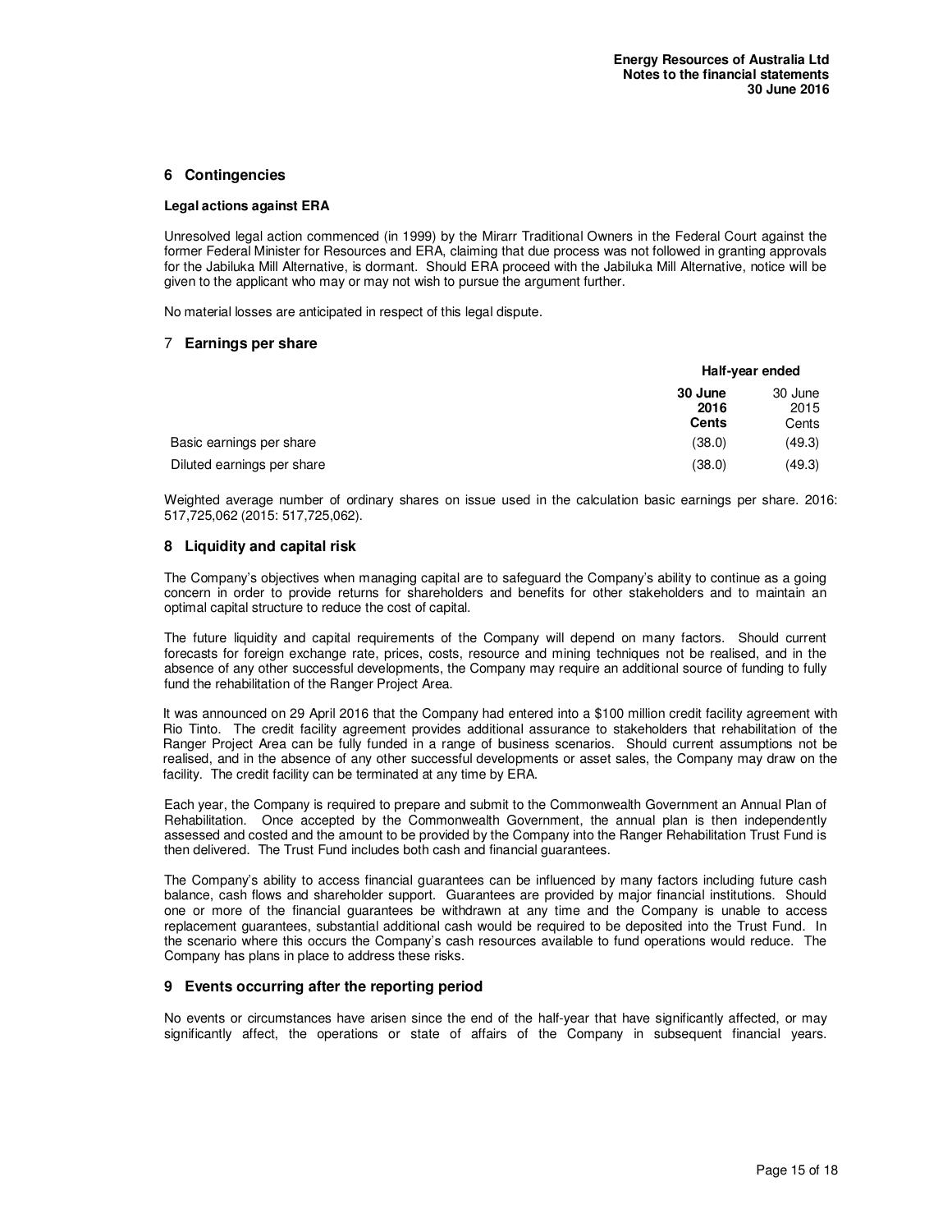## 6 Contingencies

**Legal actions against ERA**

Unresolved legal action commenced (in 1999) by the Mirarr Traditional Owners in the Federal Court against the former Federal Minister for Resources and ERA, claiming that due process was not followed in granting approvals for the Jabiluka Mill Alternative, is dormant. Should ERA proceed with the Jabiluka Mill Alternative, notice will be given to the applicant who may or may not wish to pursue the argument further.

No material losses are anticipated in respect of this legal dispute.

## 7 Earnings per share

| | Half-year ended | |
|---|---|---|
| | **30 June 2016 Cents** | 30 June 2015 Cents |
| Basic earnings per share | (38.0) | (49.3) |
| Diluted earnings per share | (38.0) | (49.3) |

Weighted average number of ordinary shares on issue used in the calculation basic earnings per share. 2016: 517,725,062 (2015: 517,725,062).

## 8 Liquidity and capital risk

The Company's objectives when managing capital are to safeguard the Company's ability to continue as a going concern in order to provide returns for shareholders and benefits for other stakeholders and to maintain an optimal capital structure to reduce the cost of capital.

The future liquidity and capital requirements of the Company will depend on many factors. Should current forecasts for foreign exchange rate, prices, costs, resource and mining techniques not be realised, and in the absence of any other successful developments, the Company may require an additional source of funding to fully fund the rehabilitation of the Ranger Project Area.

It was announced on 29 April 2016 that the Company had entered into a $100 million credit facility agreement with Rio Tinto. The credit facility agreement provides additional assurance to stakeholders that rehabilitation of the Ranger Project Area can be fully funded in a range of business scenarios. Should current assumptions not be realised, and in the absence of any other successful developments or asset sales, the Company may draw on the facility. The credit facility can be terminated at any time by ERA.

Each year, the Company is required to prepare and submit to the Commonwealth Government an Annual Plan of Rehabilitation. Once accepted by the Commonwealth Government, the annual plan is then independently assessed and costed and the amount to be provided by the Company into the Ranger Rehabilitation Trust Fund is then delivered. The Trust Fund includes both cash and financial guarantees.

The Company's ability to access financial guarantees can be influenced by many factors including future cash balance, cash flows and shareholder support. Guarantees are provided by major financial institutions. Should one or more of the financial guarantees be withdrawn at any time and the Company is unable to access replacement guarantees, substantial additional cash would be required to be deposited into the Trust Fund. In the scenario where this occurs the Company's cash resources available to fund operations would reduce. The Company has plans in place to address these risks.

## 9 Events occurring after the reporting period

No events or circumstances have arisen since the end of the half-year that have significantly affected, or may significantly affect, the operations or state of affairs of the Company in subsequent financial years.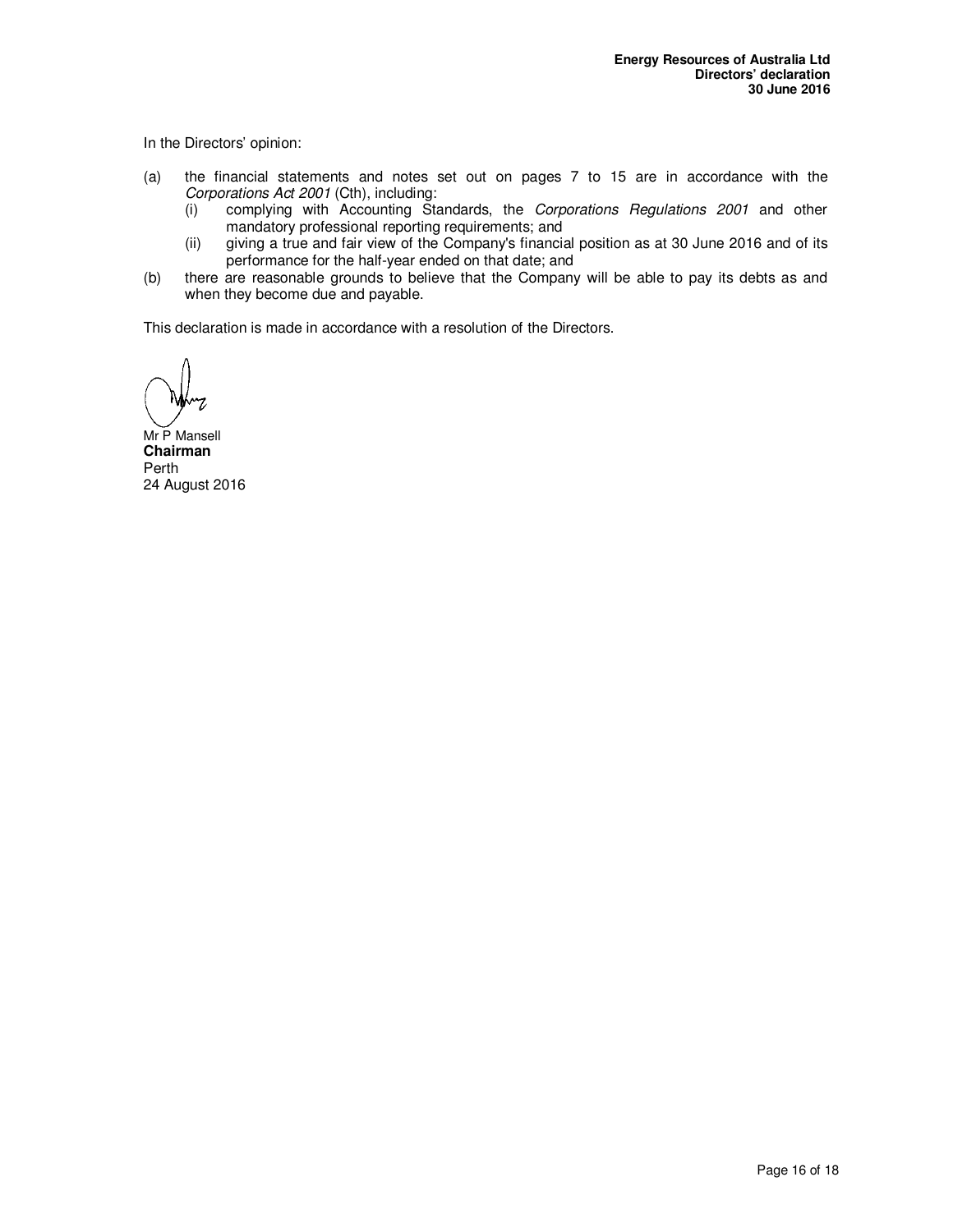In the Directors' opinion:

(a) the financial statements and notes set out on pages 7 to 15 are in accordance with the *Corporations Act 2001* (Cth), including:
   (i) complying with Accounting Standards, the *Corporations Regulations 2001* and other mandatory professional reporting requirements; and
   (ii) giving a true and fair view of the Company's financial position as at 30 June 2016 and of its performance for the half-year ended on that date; and

(b) there are reasonable grounds to believe that the Company will be able to pay its debts as and when they become due and payable.

This declaration is made in accordance with a resolution of the Directors.

Mr P Mansell
**Chairman**
Perth
24 August 2016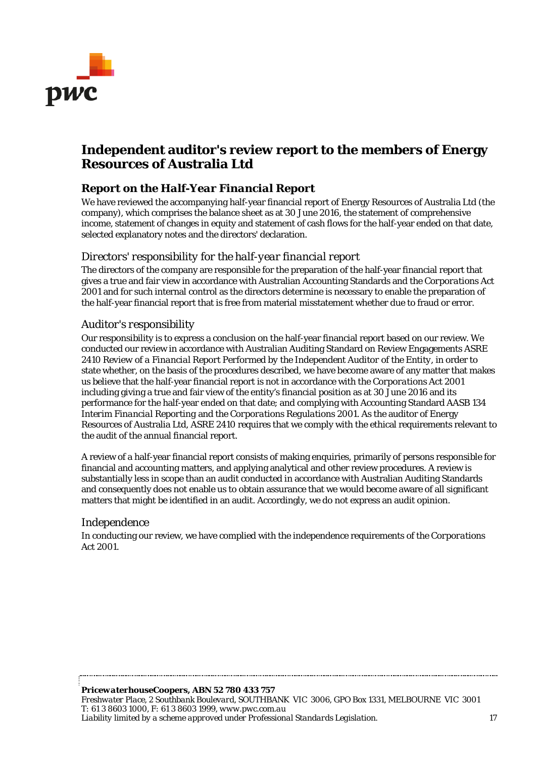# Independent auditor's review report to the members of Energy Resources of Australia Ltd

## Report on the *Half-Year Financial* Report

We have reviewed the accompanying half-year financial report of Energy Resources of Australia Ltd (the company), which comprises the balance sheet as at 30 June 2016, the statement of comprehensive income, statement of changes in equity and statement of cash flows for the half-year ended on that date, selected explanatory notes and the directors' declaration.

### *Directors' responsibility for the half-year financial report*

The directors of the company are responsible for the preparation of the half-year financial report that gives a true and fair view in accordance with Australian Accounting Standards and the *Corporations Act 2001* and for such internal control as the directors determine is necessary to enable the preparation of the half-year financial report that is free from material misstatement whether due to fraud or error.

### *Auditor's responsibility*

Our responsibility is to express a conclusion on the half-year financial report based on our review. We conducted our review in accordance with Australian Auditing Standard on Review Engagements ASRE 2410 *Review of a Financial Report Performed by the Independent Auditor of the Entity*, in order to state whether, on the basis of the procedures described, we have become aware of any matter that makes us believe that the half-year financial report is not in accordance with the *Corporations Act 2001* including giving a true and fair view of the entity's financial position as at 30 June 2016 and its performance for the half-year ended on that date; and complying with Accounting Standard AASB 134 *Interim Financial Reporting* and the *Corporations Regulations 2001*. As the auditor of Energy Resources of Australia Ltd, ASRE 2410 requires that we comply with the ethical requirements relevant to the audit of the annual financial report.

A review of a half-year financial report consists of making enquiries, primarily of persons responsible for financial and accounting matters, and applying analytical and other review procedures. A review is substantially less in scope than an audit conducted in accordance with Australian Auditing Standards and consequently does not enable us to obtain assurance that we would become aware of all significant matters that might be identified in an audit. Accordingly, we do not express an audit opinion.

### *Independence*

In conducting our review, we have complied with the independence requirements of the *Corporations Act 2001*.

***PricewaterhouseCoopers, ABN 52 780 433 757***
*Freshwater Place, 2 Southbank Boulevard, SOUTHBANK VIC 3006, GPO Box 1331, MELBOURNE VIC 3001*
*T: 61 3 8603 1000, F: 61 3 8603 1999, www.pwc.com.au*
*Liability limited by a scheme approved under Professional Standards Legislation.*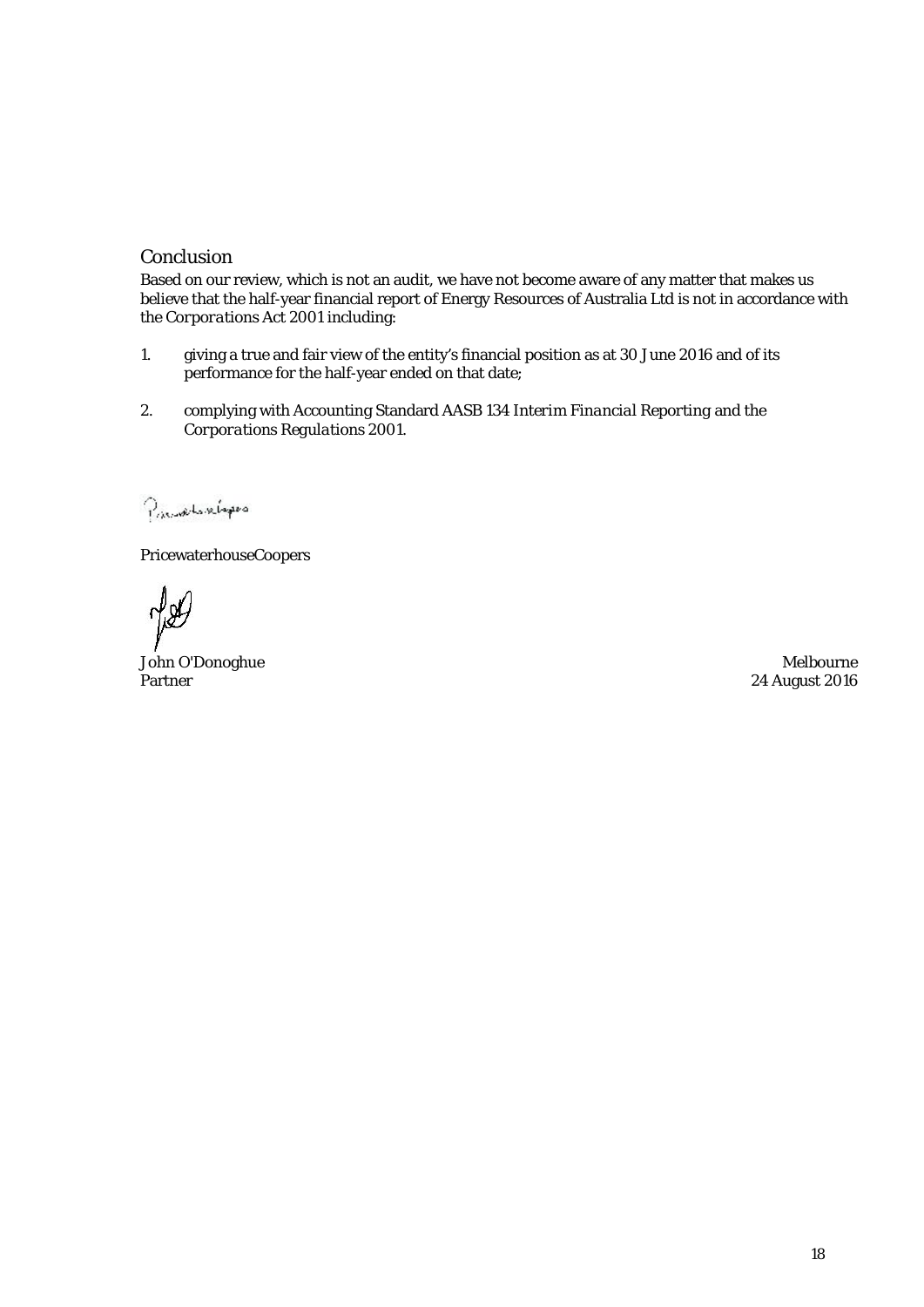## Conclusion

Based on our review, which is not an audit, we have not become aware of any matter that makes us believe that the half-year financial report of Energy Resources of Australia Ltd is not in accordance with the *Corporations Act 2001* including:

1. giving a true and fair view of the entity's financial position as at 30 June 2016 and of its performance for the half-year ended on that date;

2. complying with Accounting Standard AASB 134 *Interim Financial Reporting* and the *Corporations Regulations 2001*.

PricewaterhouseCoopers

John O'Donoghue
Partner

Melbourne
24 August 2016